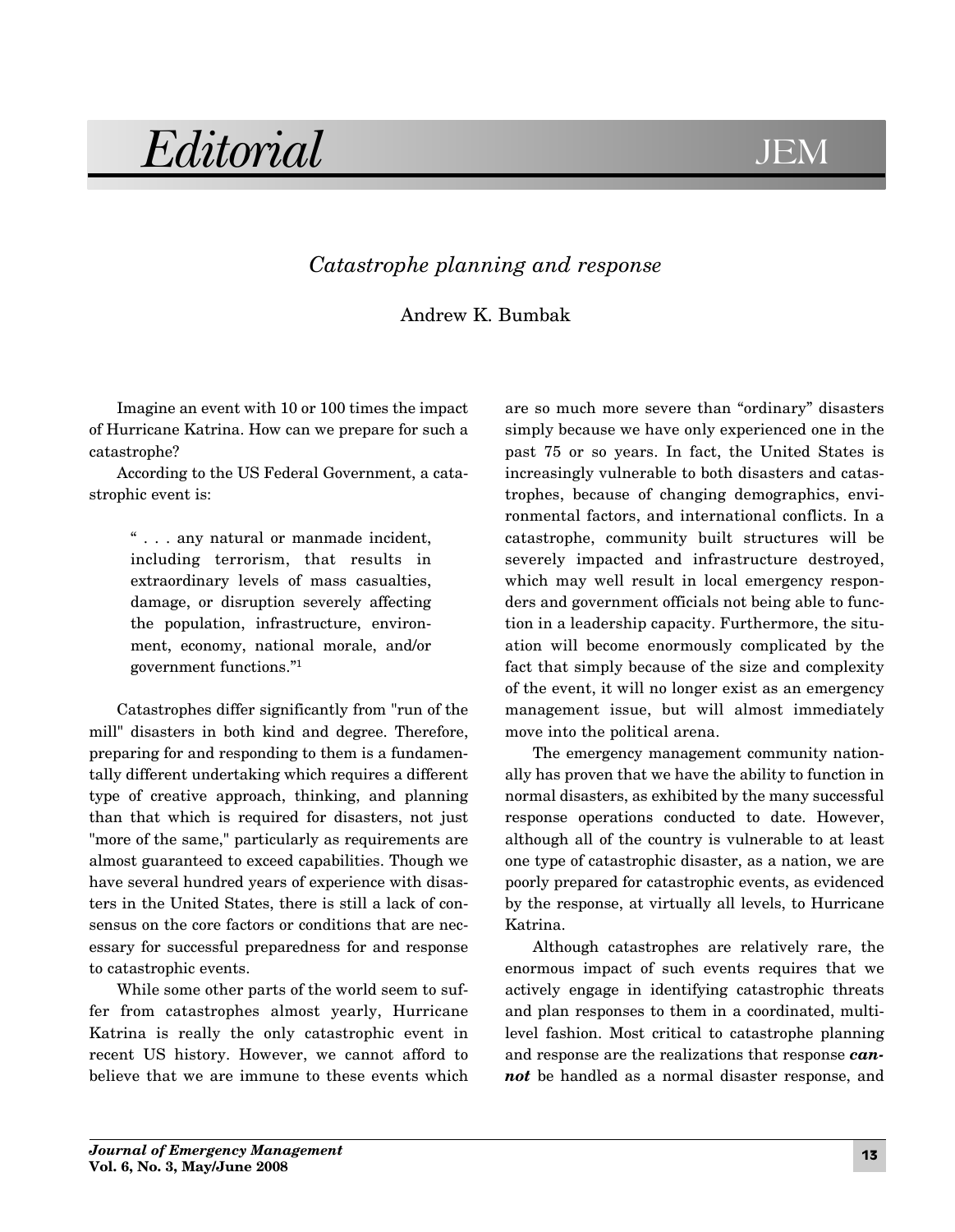# Editorial

## *Catastrophe planning and response*

Andrew K. Bumbak

Imagine an event with 10 or 100 times the impact of Hurricane Katrina. How can we prepare for such a catastrophe?

According to the US Federal Government, a catastrophic event is:

> " . . . any natural or manmade incident, including terrorism, that results in extraordinary levels of mass casualties, damage, or disruption severely affecting the population, infrastructure, environment, economy, national morale, and/or government functions."[1]

Catastrophes differ significantly from "run of the mill" disasters in both kind and degree. Therefore, preparing for and responding to them is a fundamentally different undertaking which requires a different type of creative approach, thinking, and planning than that which is required for disasters, not just "more of the same," particularly as requirements are almost guaranteed to exceed capabilities. Though we have several hundred years of experience with disasters in the United States, there is still a lack of consensus on the core factors or conditions that are necessary for successful preparedness for and response to catastrophic events.

While some other parts of the world seem to suffer from catastrophes almost yearly, Hurricane Katrina is really the only catastrophic event in recent US history. However, we cannot afford to believe that we are immune to these events which are so much more severe than "ordinary" disasters simply because we have only experienced one in the past 75 or so years. In fact, the United States is increasingly vulnerable to both disasters and catastrophes, because of changing demographics, environmental factors, and international conflicts. In a catastrophe, community built structures will be severely impacted and infrastructure destroyed, which may well result in local emergency responders and government officials not being able to function in a leadership capacity. Furthermore, the situation will become enormously complicated by the fact that simply because of the size and complexity of the event, it will no longer exist as an emergency management issue, but will almost immediately move into the political arena.

The emergency management community nationally has proven that we have the ability to function in normal disasters, as exhibited by the many successful response operations conducted to date. However, although all of the country is vulnerable to at least one type of catastrophic disaster, as a nation, we are poorly prepared for catastrophic events, as evidenced by the response, at virtually all levels, to Hurricane Katrina.

Although catastrophes are relatively rare, the enormous impact of such events requires that we actively engage in identifying catastrophic threats and plan responses to them in a coordinated, multilevel fashion. Most critical to catastrophe planning and response are the realizations that response ***cannot*** be handled as a normal disaster response, and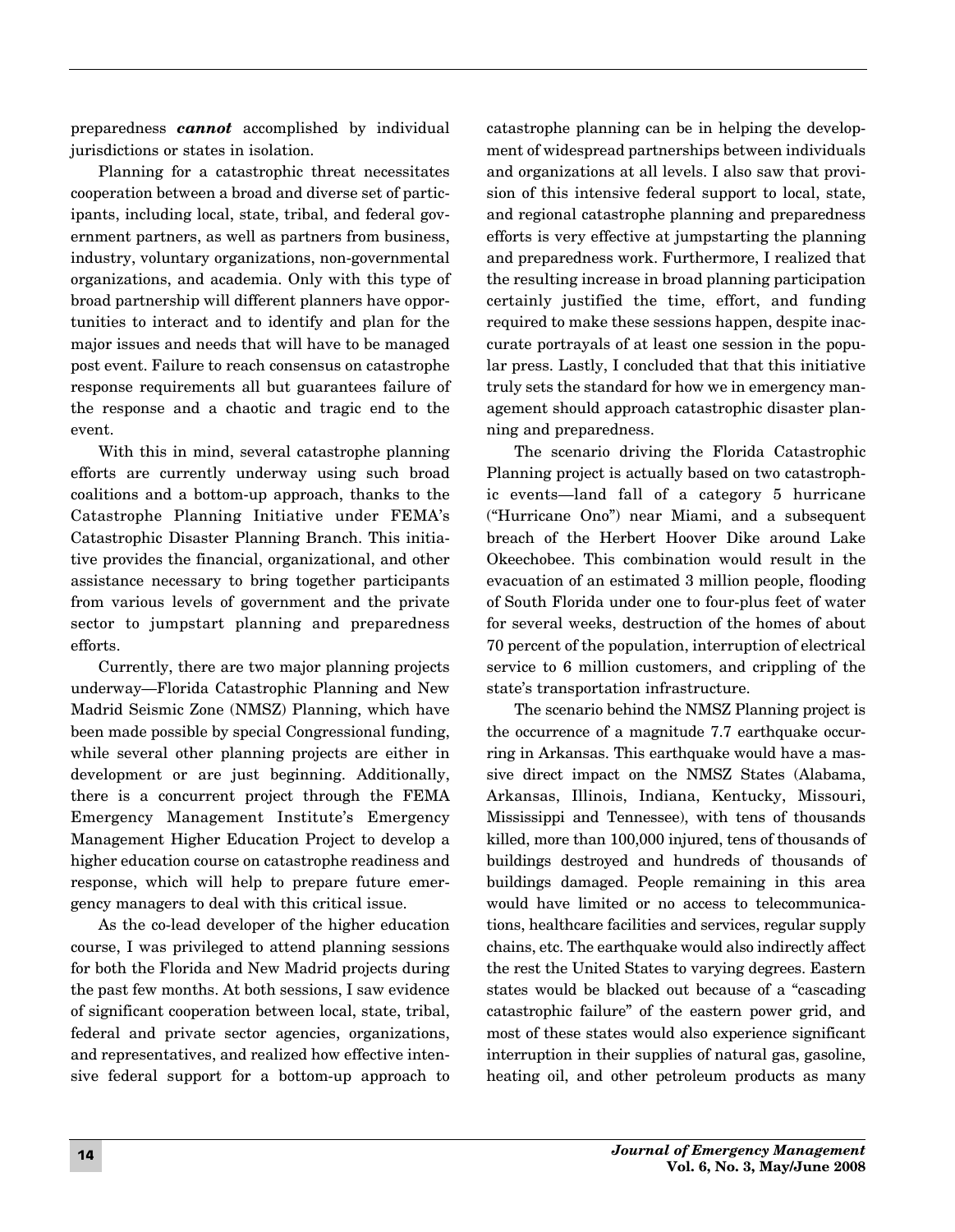preparedness ***cannot*** accomplished by individual jurisdictions or states in isolation.

Planning for a catastrophic threat necessitates cooperation between a broad and diverse set of participants, including local, state, tribal, and federal government partners, as well as partners from business, industry, voluntary organizations, non-governmental organizations, and academia. Only with this type of broad partnership will different planners have opportunities to interact and to identify and plan for the major issues and needs that will have to be managed post event. Failure to reach consensus on catastrophe response requirements all but guarantees failure of the response and a chaotic and tragic end to the event.

With this in mind, several catastrophe planning efforts are currently underway using such broad coalitions and a bottom-up approach, thanks to the Catastrophe Planning Initiative under FEMA's Catastrophic Disaster Planning Branch. This initiative provides the financial, organizational, and other assistance necessary to bring together participants from various levels of government and the private sector to jumpstart planning and preparedness efforts.

Currently, there are two major planning projects underway—Florida Catastrophic Planning and New Madrid Seismic Zone (NMSZ) Planning, which have been made possible by special Congressional funding, while several other planning projects are either in development or are just beginning. Additionally, there is a concurrent project through the FEMA Emergency Management Institute's Emergency Management Higher Education Project to develop a higher education course on catastrophe readiness and response, which will help to prepare future emergency managers to deal with this critical issue.

As the co-lead developer of the higher education course, I was privileged to attend planning sessions for both the Florida and New Madrid projects during the past few months. At both sessions, I saw evidence of significant cooperation between local, state, tribal, federal and private sector agencies, organizations, and representatives, and realized how effective intensive federal support for a bottom-up approach to catastrophe planning can be in helping the development of widespread partnerships between individuals and organizations at all levels. I also saw that provision of this intensive federal support to local, state, and regional catastrophe planning and preparedness efforts is very effective at jumpstarting the planning and preparedness work. Furthermore, I realized that the resulting increase in broad planning participation certainly justified the time, effort, and funding required to make these sessions happen, despite inaccurate portrayals of at least one session in the popular press. Lastly, I concluded that that this initiative truly sets the standard for how we in emergency management should approach catastrophic disaster planning and preparedness.

The scenario driving the Florida Catastrophic Planning project is actually based on two catastrophic events—land fall of a category 5 hurricane ("Hurricane Ono") near Miami, and a subsequent breach of the Herbert Hoover Dike around Lake Okeechobee. This combination would result in the evacuation of an estimated 3 million people, flooding of South Florida under one to four-plus feet of water for several weeks, destruction of the homes of about 70 percent of the population, interruption of electrical service to 6 million customers, and crippling of the state's transportation infrastructure.

The scenario behind the NMSZ Planning project is the occurrence of a magnitude 7.7 earthquake occurring in Arkansas. This earthquake would have a massive direct impact on the NMSZ States (Alabama, Arkansas, Illinois, Indiana, Kentucky, Missouri, Mississippi and Tennessee), with tens of thousands killed, more than 100,000 injured, tens of thousands of buildings destroyed and hundreds of thousands of buildings damaged. People remaining in this area would have limited or no access to telecommunications, healthcare facilities and services, regular supply chains, etc. The earthquake would also indirectly affect the rest the United States to varying degrees. Eastern states would be blacked out because of a "cascading catastrophic failure" of the eastern power grid, and most of these states would also experience significant interruption in their supplies of natural gas, gasoline, heating oil, and other petroleum products as many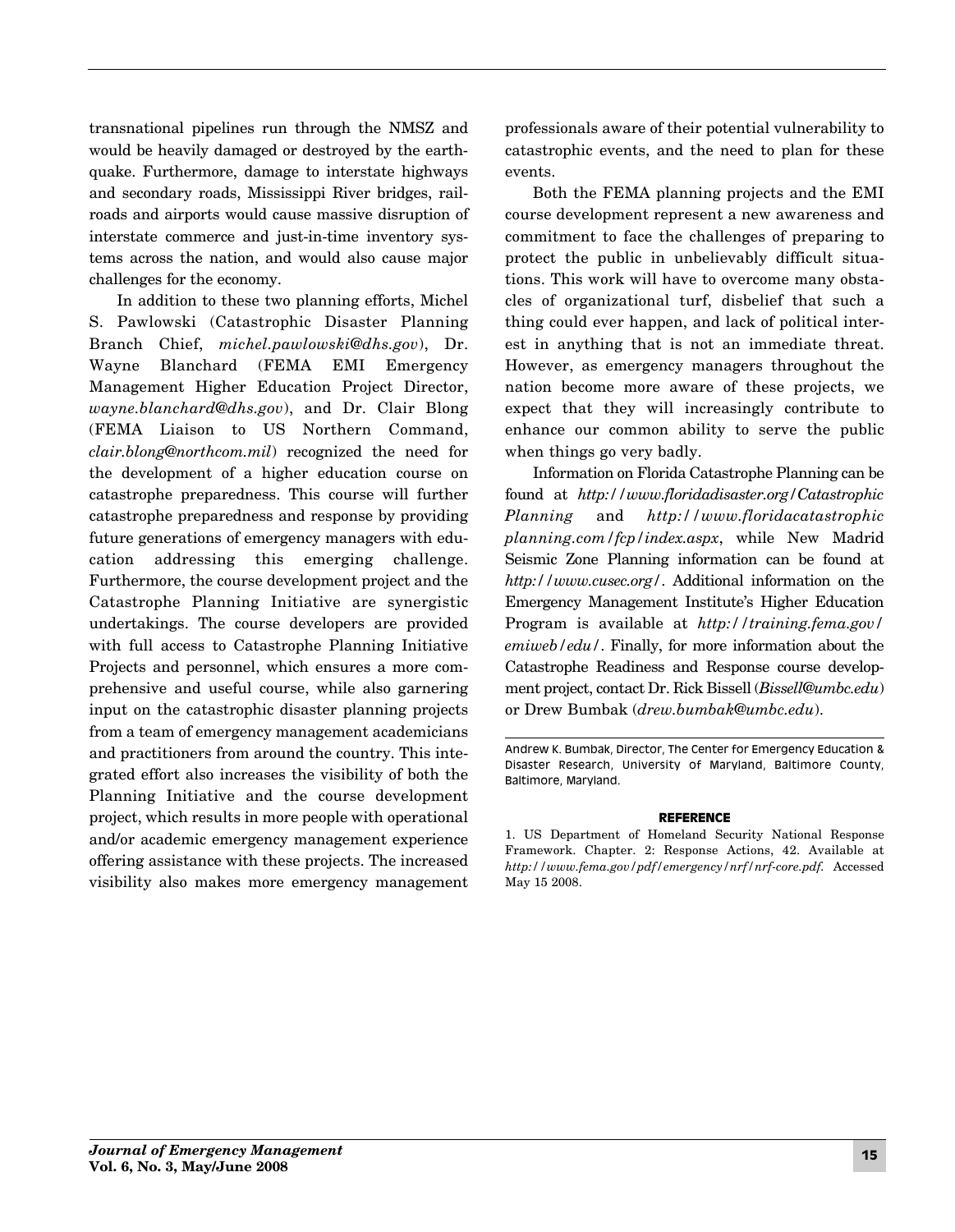transnational pipelines run through the NMSZ and would be heavily damaged or destroyed by the earthquake. Furthermore, damage to interstate highways and secondary roads, Mississippi River bridges, railroads and airports would cause massive disruption of interstate commerce and just-in-time inventory systems across the nation, and would also cause major challenges for the economy.

In addition to these two planning efforts, Michel S. Pawlowski (Catastrophic Disaster Planning Branch Chief, *michel.pawlowski@dhs.gov*), Dr. Wayne Blanchard (FEMA EMI Emergency Management Higher Education Project Director, *wayne.blanchard@dhs.gov*), and Dr. Clair Blong (FEMA Liaison to US Northern Command, *clair.blong@northcom.mil*) recognized the need for the development of a higher education course on catastrophe preparedness. This course will further catastrophe preparedness and response by providing future generations of emergency managers with education addressing this emerging challenge. Furthermore, the course development project and the Catastrophe Planning Initiative are synergistic undertakings. The course developers are provided with full access to Catastrophe Planning Initiative Projects and personnel, which ensures a more comprehensive and useful course, while also garnering input on the catastrophic disaster planning projects from a team of emergency management academicians and practitioners from around the country. This integrated effort also increases the visibility of both the Planning Initiative and the course development project, which results in more people with operational and/or academic emergency management experience offering assistance with these projects. The increased visibility also makes more emergency management professionals aware of their potential vulnerability to catastrophic events, and the need to plan for these events.

Both the FEMA planning projects and the EMI course development represent a new awareness and commitment to face the challenges of preparing to protect the public in unbelievably difficult situations. This work will have to overcome many obstacles of organizational turf, disbelief that such a thing could ever happen, and lack of political interest in anything that is not an immediate threat. However, as emergency managers throughout the nation become more aware of these projects, we expect that they will increasingly contribute to enhance our common ability to serve the public when things go very badly.

Information on Florida Catastrophe Planning can be found at *http://www.floridadisaster.org/Catastrophic Planning* and *http://www.floridacatastrophicplanning.com/fcp/index.aspx*, while New Madrid Seismic Zone Planning information can be found at *http://www.cusec.org/*. Additional information on the Emergency Management Institute's Higher Education Program is available at *http://training.fema.gov/emiweb/edu/*. Finally, for more information about the Catastrophe Readiness and Response course development project, contact Dr. Rick Bissell (*Bissell@umbc.edu*) or Drew Bumbak (*drew.bumbak@umbc.edu*).

---

Andrew K. Bumbak, Director, The Center for Emergency Education & Disaster Research, University of Maryland, Baltimore County, Baltimore, Maryland.

## REFERENCE

1. US Department of Homeland Security National Response Framework. Chapter. 2: Response Actions, 42. Available at *http://www.fema.gov/pdf/emergency/nrf/nrf-core.pdf.* Accessed May 15 2008.